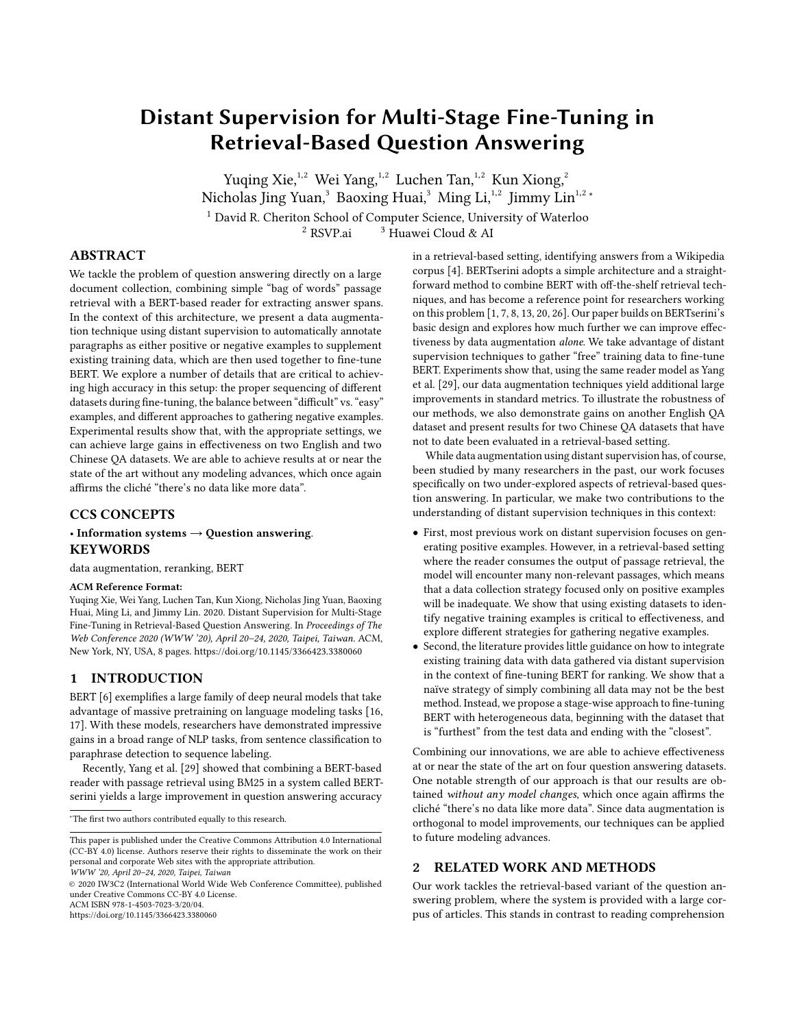// Content truncated due to length limit
# Distant Supervision for Multi-Stage Fine-Tuning in Retrieval-Based Question Answering

Yuqing Xie,[1,2] Wei Yang,[1,2] Luchen Tan,[1,2] Kun Xiong,[2] Nicholas Jing Yuan,[3] Baoxing Huai,[3] Ming Li,[1,2] Jimmy Lin[1,2] *

[1] David R. Cheriton School of Computer Science, University of Waterloo
[2] RSVP.ai [3] Huawei Cloud & AI

## ABSTRACT

We tackle the problem of question answering directly on a large document collection, combining simple "bag of words" passage retrieval with a BERT-based reader for extracting answer spans. In the context of this architecture, we present a data augmentation technique using distant supervision to automatically annotate paragraphs as either positive or negative examples to supplement existing training data, which are then used together to fine-tune BERT. We explore a number of details that are critical to achieving high accuracy in this setup: the proper sequencing of different datasets during fine-tuning, the balance between "difficult" vs. "easy" examples, and different approaches to gathering negative examples. Experimental results show that, with the appropriate settings, we can achieve large gains in effectiveness on two English and two Chinese QA datasets. We are able to achieve results at or near the state of the art without any modeling advances, which once again affirms the cliché "there's no data like more data".

## CCS CONCEPTS

• **Information systems → Question answering**.

## KEYWORDS

data augmentation, reranking, BERT

**ACM Reference Format:**

Yuqing Xie, Wei Yang, Luchen Tan, Kun Xiong, Nicholas Jing Yuan, Baoxing Huai, Ming Li, and Jimmy Lin. 2020. Distant Supervision for Multi-Stage Fine-Tuning in Retrieval-Based Question Answering. In *Proceedings of The Web Conference 2020 (WWW '20), April 20–24, 2020, Taipei, Taiwan.* ACM, New York, NY, USA, 8 pages. https://doi.org/10.1145/3366423.3380060

## 1 INTRODUCTION

BERT [6] exemplifies a large family of deep neural models that take advantage of massive pretraining on language modeling tasks [16, 17]. With these models, researchers have demonstrated impressive gains in a broad range of NLP tasks, from sentence classification to paraphrase detection to sequence labeling.

Recently, Yang et al. [29] showed that combining a BERT-based reader with passage retrieval using BM25 in a system called BERTserini yields a large improvement in question answering accuracy in a retrieval-based setting, identifying answers from a Wikipedia corpus [4]. BERTserini adopts a simple architecture and a straightforward method to combine BERT with off-the-shelf retrieval techniques, and has become a reference point for researchers working on this problem [1, 7, 8, 13, 20, 26]. Our paper builds on BERTserini's basic design and explores how much further we can improve effectiveness by data augmentation *alone*. We take advantage of distant supervision techniques to gather "free" training data to fine-tune BERT. Experiments show that, using the same reader model as Yang et al. [29], our data augmentation techniques yield additional large improvements in standard metrics. To illustrate the robustness of our methods, we also demonstrate gains on another English QA dataset and present results for two Chinese QA datasets that have not to date been evaluated in a retrieval-based setting.

While data augmentation using distant supervision has, of course, been studied by many researchers in the past, our work focuses specifically on two under-explored aspects of retrieval-based question answering. In particular, we make two contributions to the understanding of distant supervision techniques in this context:

- First, most previous work on distant supervision focuses on generating positive examples. However, in a retrieval-based setting where the reader consumes the output of passage retrieval, the model will encounter many non-relevant passages, which means that a data collection strategy focused only on positive examples will be inadequate. We show that using existing datasets to identify negative training examples is critical to effectiveness, and explore different strategies for gathering negative examples.
- Second, the literature provides little guidance on how to integrate existing training data with data gathered via distant supervision in the context of fine-tuning BERT for ranking. We show that a naïve strategy of simply combining all data may not be the best method. Instead, we propose a stage-wise approach to fine-tuning BERT with heterogeneous data, beginning with the dataset that is "furthest" from the test data and ending with the "closest".

Combining our innovations, we are able to achieve effectiveness at or near the state of the art on four question answering datasets. One notable strength of our approach is that our results are obtained *without any model changes*, which once again affirms the cliché "there's no data like more data". Since data augmentation is orthogonal to model improvements, our techniques can be applied to future modeling advances.

## 2 RELATED WORK AND METHODS

Our work tackles the retrieval-based variant of the question answering problem, where the system is provided with a large corpus of articles. This stands in contrast to reading comprehension

---

*The first two authors contributed equally to this research.

This paper is published under the Creative Commons Attribution 4.0 International (CC-BY 4.0) license. Authors reserve their rights to disseminate the work on their personal and corporate Web sites with the appropriate attribution.
*WWW '20, April 20–24, 2020, Taipei, Taiwan*
© 2020 IW3C2 (International World Wide Web Conference Committee), published under Creative Commons CC-BY 4.0 License.
ACM ISBN 978-1-4503-7023-3/20/04.
https://doi.org/10.1145/3366423.3380060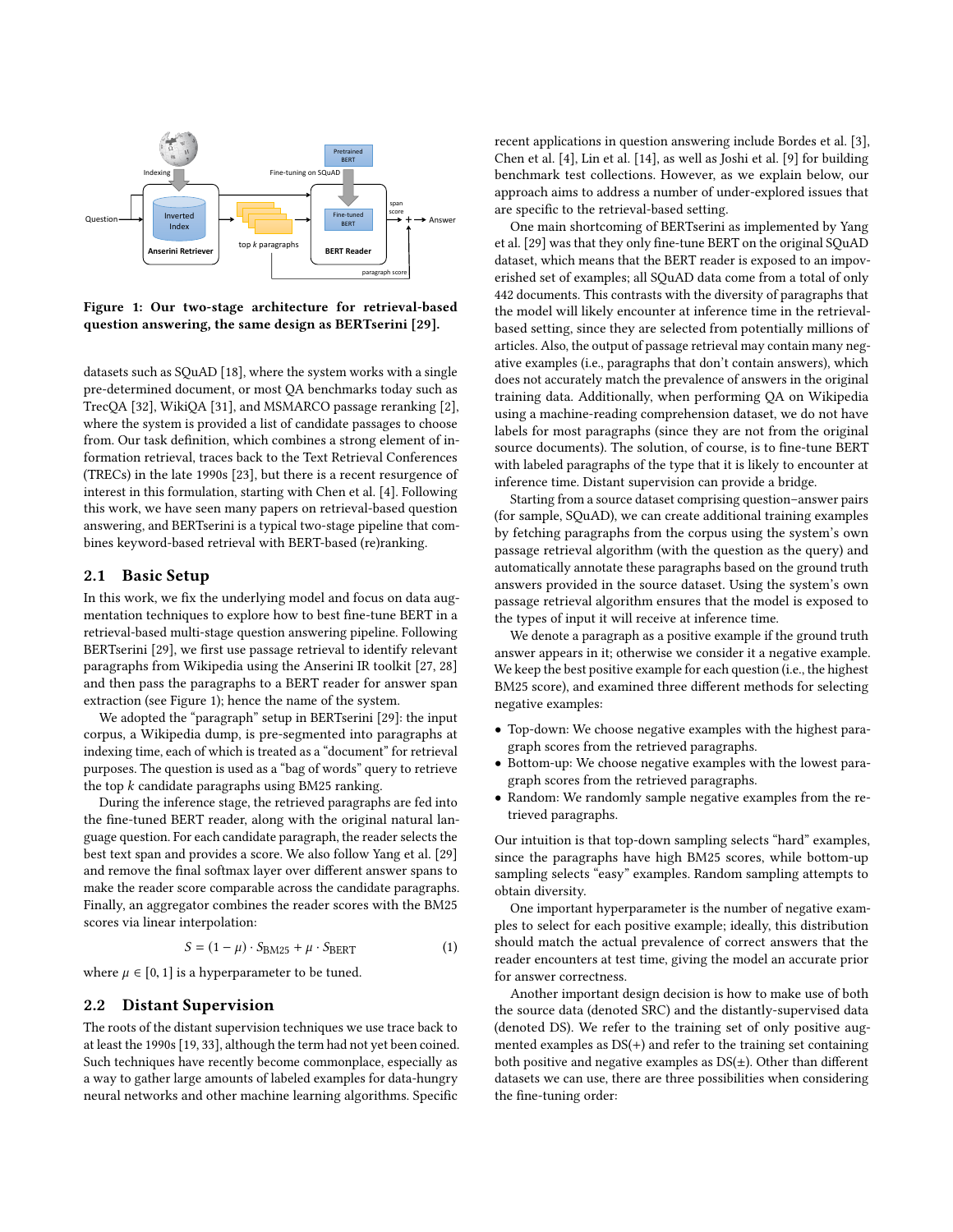Figure 1: Our two-stage architecture for retrieval-based question answering, the same design as BERTserini [29].

datasets such as SQuAD [18], where the system works with a single pre-determined document, or most QA benchmarks today such as TrecQA [32], WikiQA [31], and MSMARCO passage reranking [2], where the system is provided a list of candidate passages to choose from. Our task definition, which combines a strong element of information retrieval, traces back to the Text Retrieval Conferences (TRECs) in the late 1990s [23], but there is a recent resurgence of interest in this formulation, starting with Chen et al. [4]. Following this work, we have seen many papers on retrieval-based question answering, and BERTserini is a typical two-stage pipeline that combines keyword-based retrieval with BERT-based (re)ranking.

## 2.1 Basic Setup

In this work, we fix the underlying model and focus on data augmentation techniques to explore how to best fine-tune BERT in a retrieval-based multi-stage question answering pipeline. Following BERTserini [29], we first use passage retrieval to identify relevant paragraphs from Wikipedia using the Anserini IR toolkit [27, 28] and then pass the paragraphs to a BERT reader for answer span extraction (see Figure 1); hence the name of the system.

We adopted the "paragraph" setup in BERTserini [29]: the input corpus, a Wikipedia dump, is pre-segmented into paragraphs at indexing time, each of which is treated as a "document" for retrieval purposes. The question is used as a "bag of words" query to retrieve the top $k$ candidate paragraphs using BM25 ranking.

During the inference stage, the retrieved paragraphs are fed into the fine-tuned BERT reader, along with the original natural language question. For each candidate paragraph, the reader selects the best text span and provides a score. We also follow Yang et al. [29] and remove the final softmax layer over different answer spans to make the reader score comparable across the candidate paragraphs. Finally, an aggregator combines the reader scores with the BM25 scores via linear interpolation:

$$S = (1 - \mu) \cdot S_{\text{BM25}} + \mu \cdot S_{\text{BERT}} \tag{1}$$

where $\mu \in [0, 1]$ is a hyperparameter to be tuned.

## 2.2 Distant Supervision

The roots of the distant supervision techniques we use trace back to at least the 1990s [19, 33], although the term had not yet been coined. Such techniques have recently become commonplace, especially as a way to gather large amounts of labeled examples for data-hungry neural networks and other machine learning algorithms. Specific recent applications in question answering include Bordes et al. [3], Chen et al. [4], Lin et al. [14], as well as Joshi et al. [9] for building benchmark test collections. However, as we explain below, our approach aims to address a number of under-explored issues that are specific to the retrieval-based setting.

One main shortcoming of BERTserini as implemented by Yang et al. [29] was that they only fine-tune BERT on the original SQuAD dataset, which means that the BERT reader is exposed to an impoverished set of examples; all SQuAD data come from a total of only 442 documents. This contrasts with the diversity of paragraphs that the model will likely encounter at inference time in the retrieval-based setting, since they are selected from potentially millions of articles. Also, the output of passage retrieval may contain many negative examples (i.e., paragraphs that don't contain answers), which does not accurately match the prevalence of answers in the original training data. Additionally, when performing QA on Wikipedia using a machine-reading comprehension dataset, we do not have labels for most paragraphs (since they are not from the original source documents). The solution, of course, is to fine-tune BERT with labeled paragraphs of the type that it is likely to encounter at inference time. Distant supervision can provide a bridge.

Starting from a source dataset comprising question–answer pairs (for sample, SQuAD), we can create additional training examples by fetching paragraphs from the corpus using the system's own passage retrieval algorithm (with the question as the query) and automatically annotate these paragraphs based on the ground truth answers provided in the source dataset. Using the system's own passage retrieval algorithm ensures that the model is exposed to the types of input it will receive at inference time.

We denote a paragraph as a positive example if the ground truth answer appears in it; otherwise we consider it a negative example. We keep the best positive example for each question (i.e., the highest BM25 score), and examined three different methods for selecting negative examples:

- Top-down: We choose negative examples with the highest paragraph scores from the retrieved paragraphs.
- Bottom-up: We choose negative examples with the lowest paragraph scores from the retrieved paragraphs.
- Random: We randomly sample negative examples from the retrieved paragraphs.

Our intuition is that top-down sampling selects "hard" examples, since the paragraphs have high BM25 scores, while bottom-up sampling selects "easy" examples. Random sampling attempts to obtain diversity.

One important hyperparameter is the number of negative examples to select for each positive example; ideally, this distribution should match the actual prevalence of correct answers that the reader encounters at test time, giving the model an accurate prior for answer correctness.

Another important design decision is how to make use of both the source data (denoted SRC) and the distantly-supervised data (denoted DS). We refer to the training set of only positive augmented examples as DS(+) and refer to the training set containing both positive and negative examples as DS(±). Other than different datasets we can use, there are three possibilities when considering the fine-tuning order: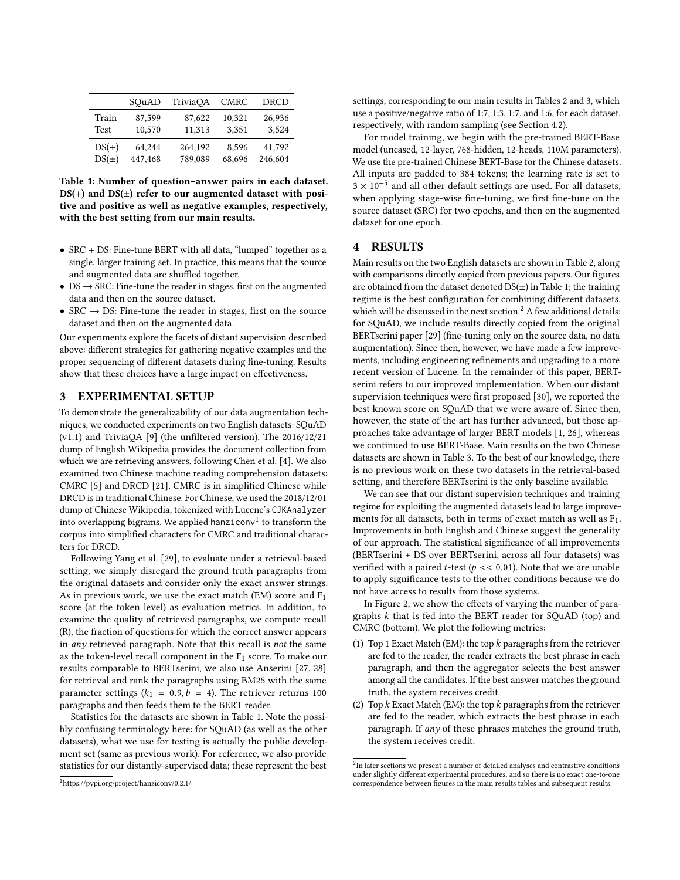|  | SQuAD | TriviaQA | CMRC | DRCD |
| --- | --- | --- | --- | --- |
| Train | 87,599 | 87,622 | 10,321 | 26,936 |
| Test | 10,570 | 11,313 | 3,351 | 3,524 |
| DS(+) | 64,244 | 264,192 | 8,596 | 41,792 |
| DS(±) | 447,468 | 789,089 | 68,696 | 246,604 |

**Table 1: Number of question–answer pairs in each dataset. DS(+) and DS(±) refer to our augmented dataset with positive and positive as well as negative examples, respectively, with the best setting from our main results.**

- SRC + DS: Fine-tune BERT with all data, "lumped" together as a single, larger training set. In practice, this means that the source and augmented data are shuffled together.
- DS → SRC: Fine-tune the reader in stages, first on the augmented data and then on the source dataset.
- SRC → DS: Fine-tune the reader in stages, first on the source dataset and then on the augmented data.

Our experiments explore the facets of distant supervision described above: different strategies for gathering negative examples and the proper sequencing of different datasets during fine-tuning. Results show that these choices have a large impact on effectiveness.

## 3 EXPERIMENTAL SETUP

To demonstrate the generalizability of our data augmentation techniques, we conducted experiments on two English datasets: SQuAD (v1.1) and TriviaQA [9] (the unfiltered version). The 2016/12/21 dump of English Wikipedia provides the document collection from which we are retrieving answers, following Chen et al. [4]. We also examined two Chinese machine reading comprehension datasets: CMRC [5] and DRCD [21]. CMRC is in simplified Chinese while DRCD is in traditional Chinese. For Chinese, we used the 2018/12/01 dump of Chinese Wikipedia, tokenized with Lucene's CJKAnalyzer into overlapping bigrams. We applied hanziconv[1] to transform the corpus into simplified characters for CMRC and traditional characters for DRCD.

Following Yang et al. [29], to evaluate under a retrieval-based setting, we simply disregard the ground truth paragraphs from the original datasets and consider only the exact answer strings. As in previous work, we use the exact match (EM) score and $F_1$ score (at the token level) as evaluation metrics. In addition, to examine the quality of retrieved paragraphs, we compute recall (R), the fraction of questions for which the correct answer appears in *any* retrieved paragraph. Note that this recall is *not* the same as the token-level recall component in the $F_1$ score. To make our results comparable to BERTserini, we also use Anserini [27, 28] for retrieval and rank the paragraphs using BM25 with the same parameter settings ($k_1 = 0.9, b = 4$). The retriever returns 100 paragraphs and then feeds them to the BERT reader.

Statistics for the datasets are shown in Table 1. Note the possibly confusing terminology here: for SQuAD (as well as the other datasets), what we use for testing is actually the public development set (same as previous work). For reference, we also provide statistics for our distantly-supervised data; these represent the best settings, corresponding to our main results in Tables 2 and 3, which use a positive/negative ratio of 1:7, 1:3, 1:7, and 1:6, for each dataset, respectively, with random sampling (see Section 4.2).

For model training, we begin with the pre-trained BERT-Base model (uncased, 12-layer, 768-hidden, 12-heads, 110M parameters). We use the pre-trained Chinese BERT-Base for the Chinese datasets. All inputs are padded to 384 tokens; the learning rate is set to $3 \times 10^{-5}$ and all other default settings are used. For all datasets, when applying stage-wise fine-tuning, we first fine-tune on the source dataset (SRC) for two epochs, and then on the augmented dataset for one epoch.

## 4 RESULTS

Main results on the two English datasets are shown in Table 2, along with comparisons directly copied from previous papers. Our figures are obtained from the dataset denoted DS(±) in Table 1; the training regime is the best configuration for combining different datasets, which will be discussed in the next section.[2] A few additional details: for SQuAD, we include results directly copied from the original BERTserini paper [29] (fine-tuning only on the source data, no data augmentation). Since then, however, we have made a few improvements, including engineering refinements and upgrading to a more recent version of Lucene. In the remainder of this paper, BERTserini refers to our improved implementation. When our distant supervision techniques were first proposed [30], we reported the best known score on SQuAD that we were aware of. Since then, however, the state of the art has further advanced, but those approaches take advantage of larger BERT models [1, 26], whereas we continued to use BERT-Base. Main results on the two Chinese datasets are shown in Table 3. To the best of our knowledge, there is no previous work on these two datasets in the retrieval-based setting, and therefore BERTserini is the only baseline available.

We can see that our distant supervision techniques and training regime for exploiting the augmented datasets lead to large improvements for all datasets, both in terms of exact match as well as $F_1$. Improvements in both English and Chinese suggest the generality of our approach. The statistical significance of all improvements (BERTserini + DS over BERTserini, across all four datasets) was verified with a paired $t$-test ($p << 0.01$). Note that we are unable to apply significance tests to the other conditions because we do not have access to results from those systems.

In Figure 2, we show the effects of varying the number of paragraphs $k$ that is fed into the BERT reader for SQuAD (top) and CMRC (bottom). We plot the following metrics:

1. Top 1 Exact Match (EM): the top $k$ paragraphs from the retriever are fed to the reader, the reader extracts the best phrase in each paragraph, and then the aggregator selects the best answer among all the candidates. If the best answer matches the ground truth, the system receives credit.
2. Top $k$ Exact Match (EM): the top $k$ paragraphs from the retriever are fed to the reader, which extracts the best phrase in each paragraph. If *any* of these phrases matches the ground truth, the system receives credit.

[1] https://pypi.org/project/hanziconv/0.2.1/

[2] In later sections we present a number of detailed analyses and contrastive conditions under slightly different experimental procedures, and so there is no exact one-to-one correspondence between figures in the main results tables and subsequent results.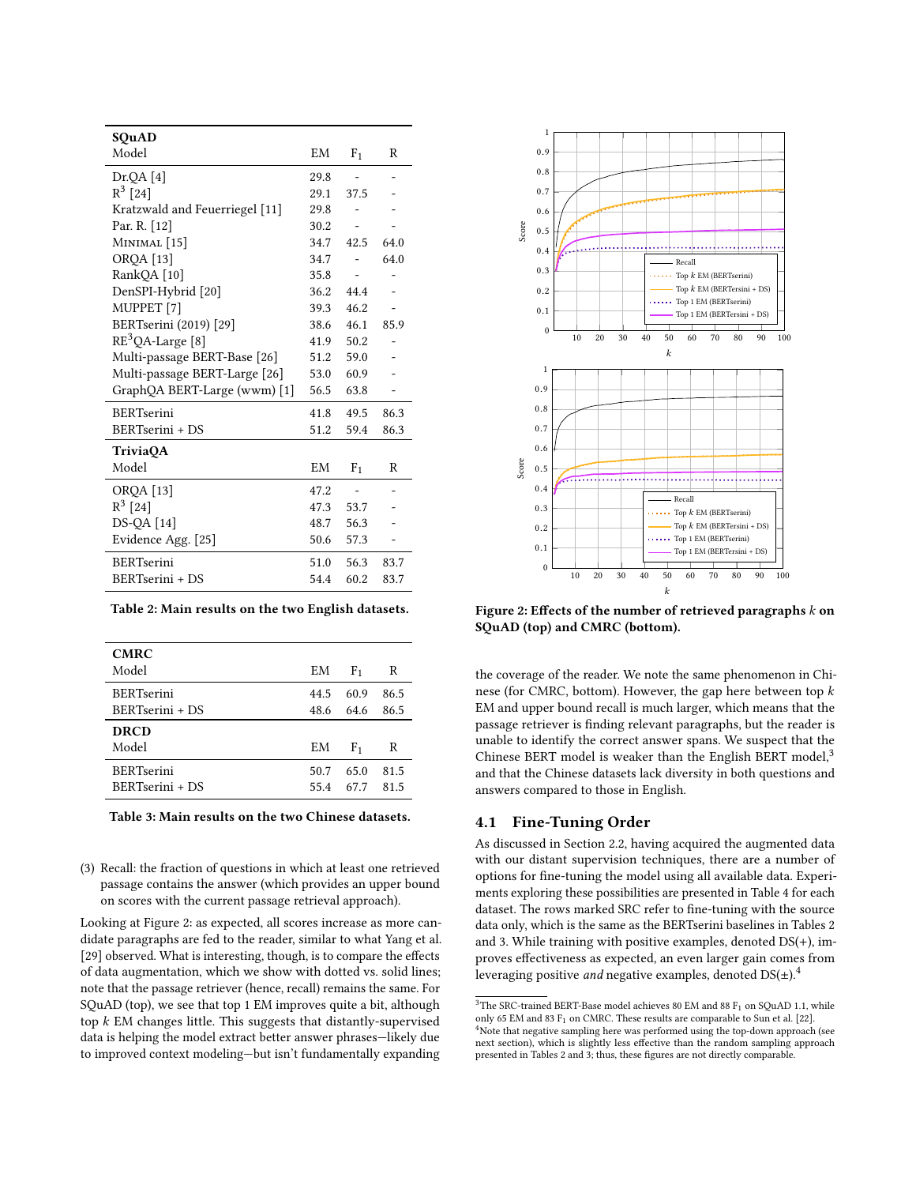| SQuAD | | | |
|---|---|---|---|
| Model | EM | $F_1$ | R |
| Dr.QA [4] | 29.8 | - | - |
| $R^3$ [24] | 29.1 | 37.5 | - |
| Kratzwald and Feuerriegel [11] | 29.8 | - | - |
| Par. R. [12] | 30.2 | - | - |
| Minimal [15] | 34.7 | 42.5 | 64.0 |
| ORQA [13] | 34.7 | - | 64.0 |
| RankQA [10] | 35.8 | - | - |
| DenSPI-Hybrid [20] | 36.2 | 44.4 | - |
| MUPPET [7] | 39.3 | 46.2 | - |
| BERTserini (2019) [29] | 38.6 | 46.1 | 85.9 |
| $RE^3$QA-Large [8] | 41.9 | 50.2 | - |
| Multi-passage BERT-Base [26] | 51.2 | 59.0 | - |
| Multi-passage BERT-Large [26] | 53.0 | 60.9 | - |
| GraphQA BERT-Large (wwm) [1] | 56.5 | 63.8 | - |
| BERTserini | 41.8 | 49.5 | 86.3 |
| BERTserini + DS | 51.2 | 59.4 | 86.3 |
| **TriviaQA** | | | |
| Model | EM | $F_1$ | R |
| ORQA [13] | 47.2 | - | - |
| $R^3$ [24] | 47.3 | 53.7 | - |
| DS-QA [14] | 48.7 | 56.3 | - |
| Evidence Agg. [25] | 50.6 | 57.3 | - |
| BERTserini | 51.0 | 56.3 | 83.7 |
| BERTserini + DS | 54.4 | 60.2 | 83.7 |

**Table 2: Main results on the two English datasets.**

| CMRC | | | |
|---|---|---|---|
| Model | EM | $F_1$ | R |
| BERTserini | 44.5 | 60.9 | 86.5 |
| BERTserini + DS | 48.6 | 64.6 | 86.5 |
| **DRCD** | | | |
| Model | EM | $F_1$ | R |
| BERTserini | 50.7 | 65.0 | 81.5 |
| BERTserini + DS | 55.4 | 67.7 | 81.5 |

**Table 3: Main results on the two Chinese datasets.**

(3) Recall: the fraction of questions in which at least one retrieved passage contains the answer (which provides an upper bound on scores with the current passage retrieval approach).

Looking at Figure 2: as expected, all scores increase as more candidate paragraphs are fed to the reader, similar to what Yang et al. [29] observed. What is interesting, though, is to compare the effects of data augmentation, which we show with dotted vs. solid lines; note that the passage retriever (hence, recall) remains the same. For SQuAD (top), we see that top 1 EM improves quite a bit, although top $k$ EM changes little. This suggests that distantly-supervised data is helping the model extract better answer phrases—likely due to improved context modeling—but isn't fundamentally expanding the coverage of the reader. We note the same phenomenon in Chinese (for CMRC, bottom). However, the gap here between top $k$ EM and upper bound recall is much larger, which means that the passage retriever is finding relevant paragraphs, but the reader is unable to identify the correct answer spans. We suspect that the Chinese BERT model is weaker than the English BERT model,[3] and that the Chinese datasets lack diversity in both questions and answers compared to those in English.

**Figure 2: Effects of the number of retrieved paragraphs $k$ on SQuAD (top) and CMRC (bottom).**

## 4.1 Fine-Tuning Order

As discussed in Section 2.2, having acquired the augmented data with our distant supervision techniques, there are a number of options for fine-tuning the model using all available data. Experiments exploring these possibilities are presented in Table 4 for each dataset. The rows marked SRC refer to fine-tuning with the source data only, which is the same as the BERTserini baselines in Tables 2 and 3. While training with positive examples, denoted DS(+), improves effectiveness as expected, an even larger gain comes from leveraging positive *and* negative examples, denoted DS(±).[4]

[3] The SRC-trained BERT-Base model achieves 80 EM and 88 $F_1$ on SQuAD 1.1, while only 65 EM and 83 $F_1$ on CMRC. These results are comparable to Sun et al. [22].

[4] Note that negative sampling here was performed using the top-down approach (see next section), which is slightly less effective than the random sampling approach presented in Tables 2 and 3; thus, these figures are not directly comparable.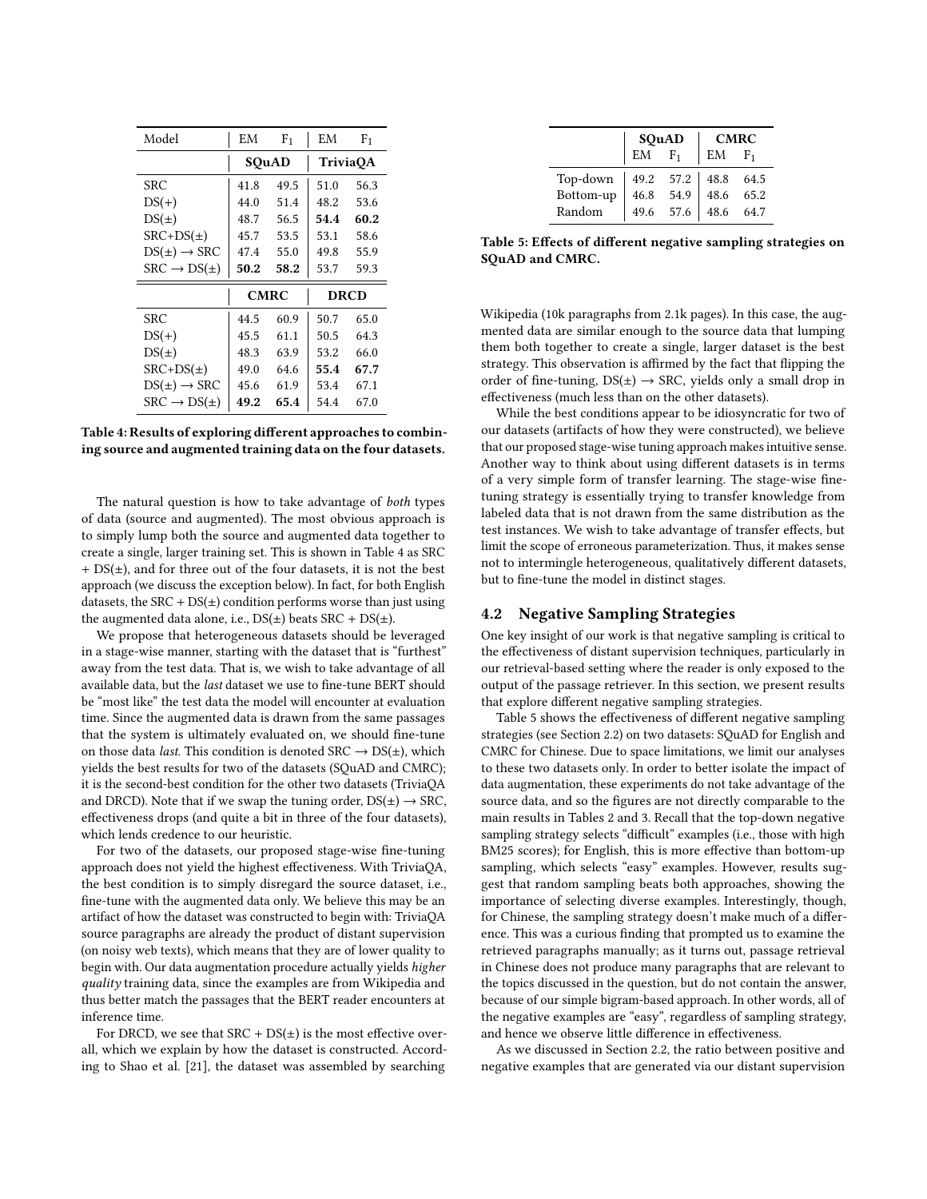| Model | EM | $F_1$ | EM | $F_1$ |
|---|---|---|---|---|
| | **SQuAD** | | **TriviaQA** | |
| SRC | 41.8 | 49.5 | 51.0 | 56.3 |
| DS(+) | 44.0 | 51.4 | 48.2 | 53.6 |
| DS(±) | 48.7 | 56.5 | **54.4** | **60.2** |
| SRC+DS(±) | 45.7 | 53.5 | 53.1 | 58.6 |
| DS(±) → SRC | 47.4 | 55.0 | 49.8 | 55.9 |
| SRC → DS(±) | **50.2** | **58.2** | 53.7 | 59.3 |
| | **CMRC** | | **DRCD** | |
| SRC | 44.5 | 60.9 | 50.7 | 65.0 |
| DS(+) | 45.5 | 61.1 | 50.5 | 64.3 |
| DS(±) | 48.3 | 63.9 | 53.2 | 66.0 |
| SRC+DS(±) | 49.0 | 64.6 | **55.4** | **67.7** |
| DS(±) → SRC | 45.6 | 61.9 | 53.4 | 67.1 |
| SRC → DS(±) | **49.2** | **65.4** | 54.4 | 67.0 |

**Table 4: Results of exploring different approaches to combining source and augmented training data on the four datasets.**

The natural question is how to take advantage of *both* types of data (source and augmented). The most obvious approach is to simply lump both the source and augmented data together to create a single, larger training set. This is shown in Table 4 as SRC + DS(±), and for three out of the four datasets, it is not the best approach (we discuss the exception below). In fact, for both English datasets, the SRC + DS(±) condition performs worse than just using the augmented data alone, i.e., DS(±) beats SRC + DS(±).

We propose that heterogeneous datasets should be leveraged in a stage-wise manner, starting with the dataset that is "furthest" away from the test data. That is, we wish to take advantage of all available data, but the *last* dataset we use to fine-tune BERT should be "most like" the test data the model will encounter at evaluation time. Since the augmented data is drawn from the same passages that the system is ultimately evaluated on, we should fine-tune on those data *last*. This condition is denoted SRC → DS(±), which yields the best results for two of the datasets (SQuAD and CMRC); it is the second-best condition for the other two datasets (TriviaQA and DRCD). Note that if we swap the tuning order, DS(±) → SRC, effectiveness drops (and quite a bit in three of the four datasets), which lends credence to our heuristic.

For two of the datasets, our proposed stage-wise fine-tuning approach does not yield the highest effectiveness. With TriviaQA, the best condition is to simply disregard the source dataset, i.e., fine-tune with the augmented data only. We believe this may be an artifact of how the dataset was constructed to begin with: TriviaQA source paragraphs are already the product of distant supervision (on noisy web texts), which means that they are of lower quality to begin with. Our data augmentation procedure actually yields *higher quality* training data, since the examples are from Wikipedia and thus better match the passages that the BERT reader encounters at inference time.

For DRCD, we see that SRC + DS(±) is the most effective overall, which we explain by how the dataset is constructed. According to Shao et al. [21], the dataset was assembled by searching Wikipedia (10k paragraphs from 2.1k pages). In this case, the augmented data are similar enough to the source data that lumping them both together to create a single, larger dataset is the best strategy. This observation is affirmed by the fact that flipping the order of fine-tuning, DS(±) → SRC, yields only a small drop in effectiveness (much less than on the other datasets).

While the best conditions appear to be idiosyncratic for two of our datasets (artifacts of how they were constructed), we believe that our proposed stage-wise tuning approach makes intuitive sense. Another way to think about using different datasets is in terms of a very simple form of transfer learning. The stage-wise fine-tuning strategy is essentially trying to transfer knowledge from labeled data that is not drawn from the same distribution as the test instances. We wish to take advantage of transfer effects, but limit the scope of erroneous parameterization. Thus, it makes sense not to intermingle heterogeneous, qualitatively different datasets, but to fine-tune the model in distinct stages.

| | **SQuAD** | | **CMRC** | |
|---|---|---|---|---|
| | EM | $F_1$ | EM | $F_1$ |
| Top-down | 49.2 | 57.2 | 48.8 | 64.5 |
| Bottom-up | 46.8 | 54.9 | 48.6 | 65.2 |
| Random | 49.6 | 57.6 | 48.6 | 64.7 |

**Table 5: Effects of different negative sampling strategies on SQuAD and CMRC.**

## 4.2 Negative Sampling Strategies

One key insight of our work is that negative sampling is critical to the effectiveness of distant supervision techniques, particularly in our retrieval-based setting where the reader is only exposed to the output of the passage retriever. In this section, we present results that explore different negative sampling strategies.

Table 5 shows the effectiveness of different negative sampling strategies (see Section 2.2) on two datasets: SQuAD for English and CMRC for Chinese. Due to space limitations, we limit our analyses to these two datasets only. In order to better isolate the impact of data augmentation, these experiments do not take advantage of the source data, and so the figures are not directly comparable to the main results in Tables 2 and 3. Recall that the top-down negative sampling strategy selects "difficult" examples (i.e., those with high BM25 scores); for English, this is more effective than bottom-up sampling, which selects "easy" examples. However, results suggest that random sampling beats both approaches, showing the importance of selecting diverse examples. Interestingly, though, for Chinese, the sampling strategy doesn't make much of a difference. This was a curious finding that prompted us to examine the retrieved paragraphs manually; as it turns out, passage retrieval in Chinese does not produce many paragraphs that are relevant to the topics discussed in the question, but do not contain the answer, because of our simple bigram-based approach. In other words, all of the negative examples are "easy", regardless of sampling strategy, and hence we observe little difference in effectiveness.

As we discussed in Section 2.2, the ratio between positive and negative examples that are generated via our distant supervision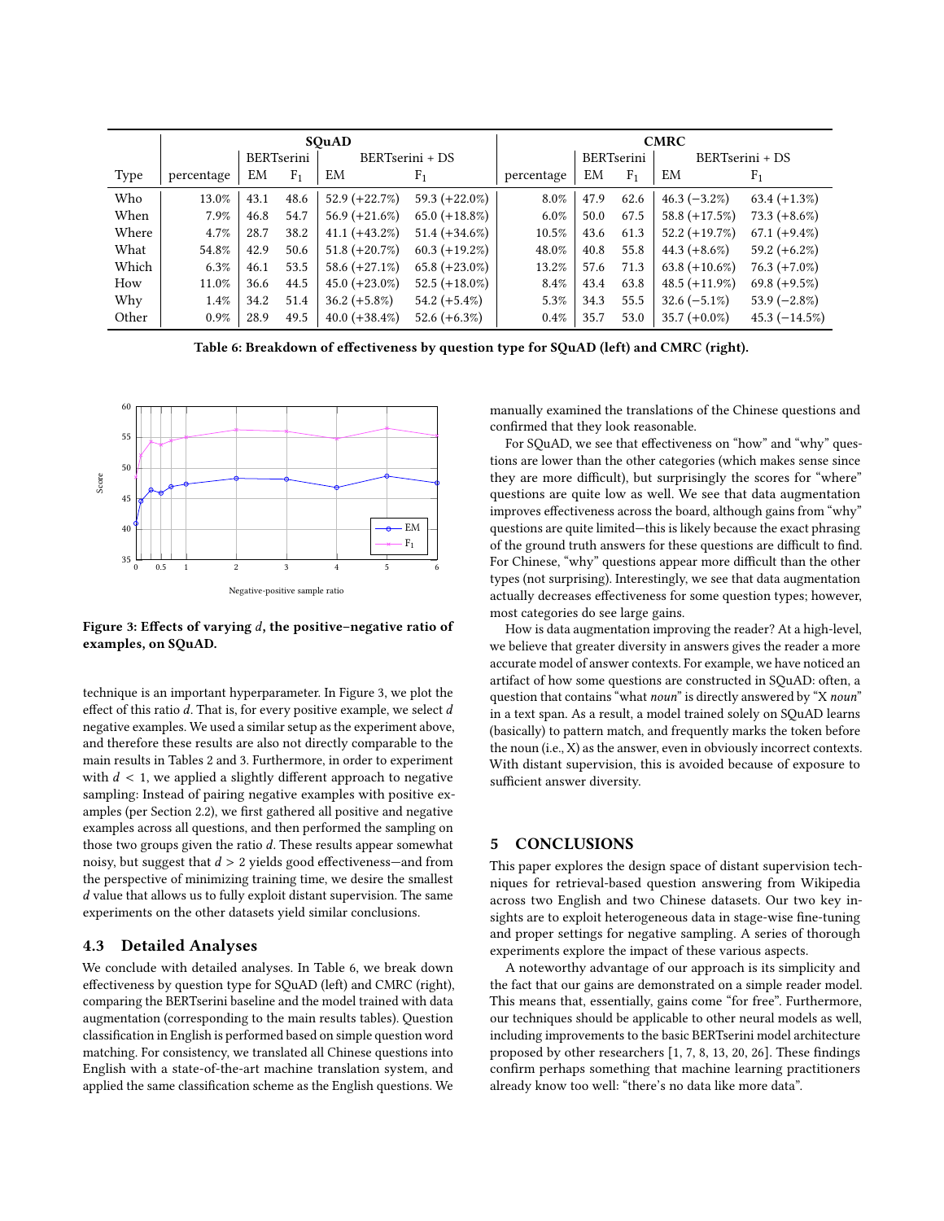| | SQuAD | | | | | CMRC | | | | |
|---|---|---|---|---|---|---|---|---|---|---|
| | | BERTserini | | BERTserini + DS | | | BERTserini | | BERTserini + DS | |
| Type | percentage | EM | $F_1$ | EM | $F_1$ | percentage | EM | $F_1$ | EM | $F_1$ |
| Who | 13.0% | 43.1 | 48.6 | 52.9 (+22.7%) | 59.3 (+22.0%) | 8.0% | 47.9 | 62.6 | 46.3 (−3.2%) | 63.4 (+1.3%) |
| When | 7.9% | 46.8 | 54.7 | 56.9 (+21.6%) | 65.0 (+18.8%) | 6.0% | 50.0 | 67.5 | 58.8 (+17.5%) | 73.3 (+8.6%) |
| Where | 4.7% | 28.7 | 38.2 | 41.1 (+43.2%) | 51.4 (+34.6%) | 10.5% | 43.6 | 61.3 | 52.2 (+19.7%) | 67.1 (+9.4%) |
| What | 54.8% | 42.9 | 50.6 | 51.8 (+20.7%) | 60.3 (+19.2%) | 48.0% | 40.8 | 55.8 | 44.3 (+8.6%) | 59.2 (+6.2%) |
| Which | 6.3% | 46.1 | 53.5 | 58.6 (+27.1%) | 65.8 (+23.0%) | 13.2% | 57.6 | 71.3 | 63.8 (+10.6%) | 76.3 (+7.0%) |
| How | 11.0% | 36.6 | 44.5 | 45.0 (+23.0%) | 52.5 (+18.0%) | 8.4% | 43.4 | 63.8 | 48.5 (+11.9%) | 69.8 (+9.5%) |
| Why | 1.4% | 34.2 | 51.4 | 36.2 (+5.8%) | 54.2 (+5.4%) | 5.3% | 34.3 | 55.5 | 32.6 (−5.1%) | 53.9 (−2.8%) |
| Other | 0.9% | 28.9 | 49.5 | 40.0 (+38.4%) | 52.6 (+6.3%) | 0.4% | 35.7 | 53.0 | 35.7 (+0.0%) | 45.3 (−14.5%) |

**Table 6: Breakdown of effectiveness by question type for SQuAD (left) and CMRC (right).**

**Figure 3: Effects of varying $d$, the positive–negative ratio of examples, on SQuAD.**

technique is an important hyperparameter. In Figure 3, we plot the effect of this ratio $d$. That is, for every positive example, we select $d$ negative examples. We used a similar setup as the experiment above, and therefore these results are also not directly comparable to the main results in Tables 2 and 3. Furthermore, in order to experiment with $d < 1$, we applied a slightly different approach to negative sampling: Instead of pairing negative examples with positive examples (per Section 2.2), we first gathered all positive and negative examples across all questions, and then performed the sampling on those two groups given the ratio $d$. These results appear somewhat noisy, but suggest that $d > 2$ yields good effectiveness—and from the perspective of minimizing training time, we desire the smallest $d$ value that allows us to fully exploit distant supervision. The same experiments on the other datasets yield similar conclusions.

### 4.3 Detailed Analyses

We conclude with detailed analyses. In Table 6, we break down effectiveness by question type for SQuAD (left) and CMRC (right), comparing the BERTserini baseline and the model trained with data augmentation (corresponding to the main results tables). Question classification in English is performed based on simple question word matching. For consistency, we translated all Chinese questions into English with a state-of-the-art machine translation system, and applied the same classification scheme as the English questions. We manually examined the translations of the Chinese questions and confirmed that they look reasonable.

For SQuAD, we see that effectiveness on "how" and "why" questions are lower than the other categories (which makes sense since they are more difficult), but surprisingly the scores for "where" questions are quite low as well. We see that data augmentation improves effectiveness across the board, although gains from "why" questions are quite limited—this is likely because the exact phrasing of the ground truth answers for these questions are difficult to find. For Chinese, "why" questions appear more difficult than the other types (not surprising). Interestingly, we see that data augmentation actually decreases effectiveness for some question types; however, most categories do see large gains.

How is data augmentation improving the reader? At a high-level, we believe that greater diversity in answers gives the reader a more accurate model of answer contexts. For example, we have noticed an artifact of how some questions are constructed in SQuAD: often, a question that contains "what *noun*" is directly answered by "X *noun*" in a text span. As a result, a model trained solely on SQuAD learns (basically) to pattern match, and frequently marks the token before the noun (i.e., X) as the answer, even in obviously incorrect contexts. With distant supervision, this is avoided because of exposure to sufficient answer diversity.

## 5 CONCLUSIONS

This paper explores the design space of distant supervision techniques for retrieval-based question answering from Wikipedia across two English and two Chinese datasets. Our two key insights are to exploit heterogeneous data in stage-wise fine-tuning and proper settings for negative sampling. A series of thorough experiments explore the impact of these various aspects.

A noteworthy advantage of our approach is its simplicity and the fact that our gains are demonstrated on a simple reader model. This means that, essentially, gains come "for free". Furthermore, our techniques should be applicable to other neural models as well, including improvements to the basic BERTserini model architecture proposed by other researchers [1, 7, 8, 13, 20, 26]. These findings confirm perhaps something that machine learning practitioners already know too well: "there's no data like more data".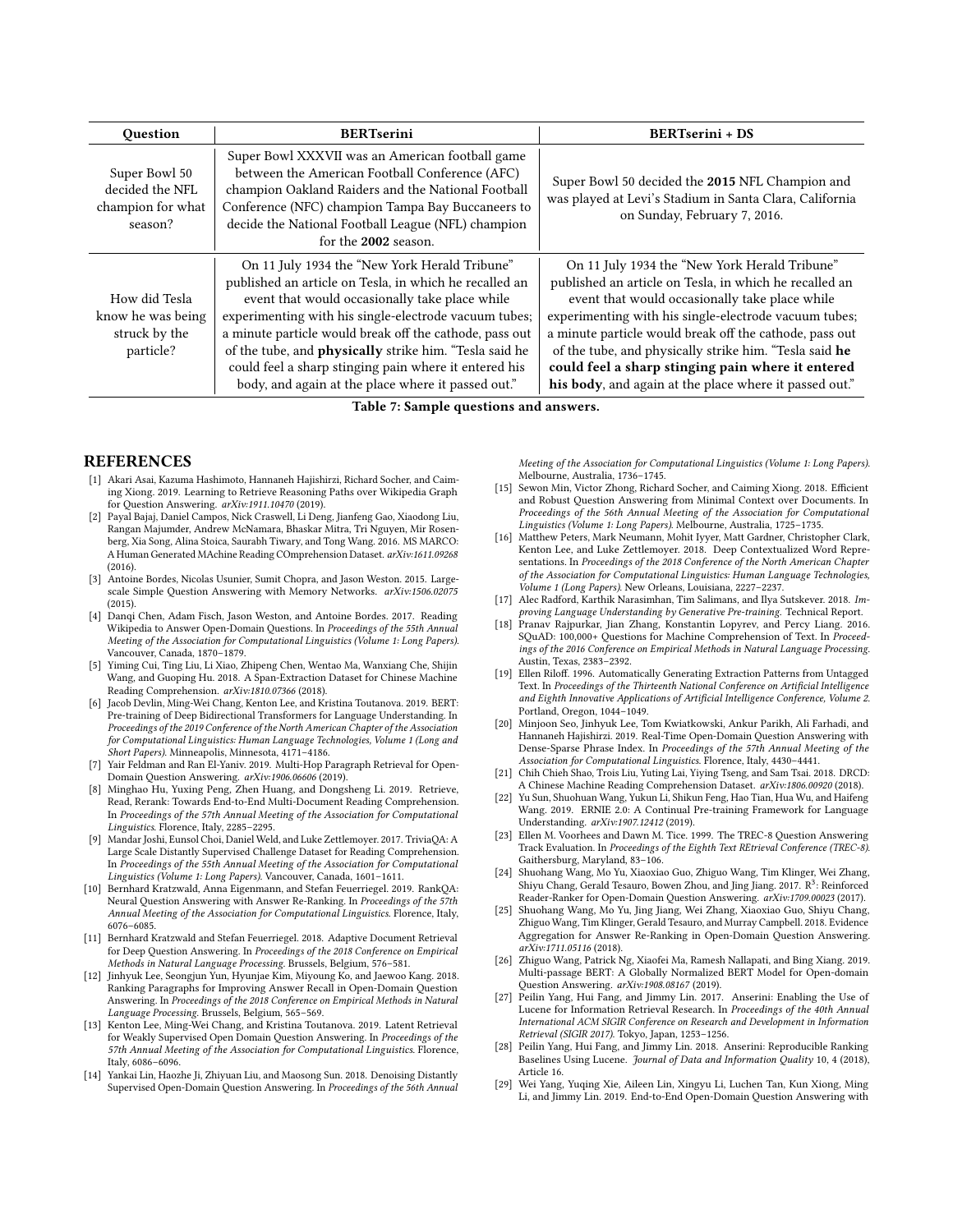| Question | BERTserini | BERTserini + DS |
|---|---|---|
| Super Bowl 50 decided the NFL champion for what season? | Super Bowl XXXVII was an American football game between the American Football Conference (AFC) champion Oakland Raiders and the National Football Conference (NFC) champion Tampa Bay Buccaneers to decide the National Football League (NFL) champion for the **2002** season. | Super Bowl 50 decided the **2015** NFL Champion and was played at Levi's Stadium in Santa Clara, California on Sunday, February 7, 2016. |
| How did Tesla know he was being struck by the particle? | On 11 July 1934 the "New York Herald Tribune" published an article on Tesla, in which he recalled an event that would occasionally take place while experimenting with his single-electrode vacuum tubes; a minute particle would break off the cathode, pass out of the tube, and **physically** strike him. "Tesla said he could feel a sharp stinging pain where it entered his body, and again at the place where it passed out." | On 11 July 1934 the "New York Herald Tribune" published an article on Tesla, in which he recalled an event that would occasionally take place while experimenting with his single-electrode vacuum tubes; a minute particle would break off the cathode, pass out of the tube, and physically strike him. "Tesla said **he could feel a sharp stinging pain where it entered his body**, and again at the place where it passed out." |

**Table 7: Sample questions and answers.**

## REFERENCES

[1] Akari Asai, Kazuma Hashimoto, Hannaneh Hajishirzi, Richard Socher, and Caiming Xiong. 2019. Learning to Retrieve Reasoning Paths over Wikipedia Graph for Question Answering. *arXiv:1911.10470* (2019).

[2] Payal Bajaj, Daniel Campos, Nick Craswell, Li Deng, Jianfeng Gao, Xiaodong Liu, Rangan Majumder, Andrew McNamara, Bhaskar Mitra, Tri Nguyen, Mir Rosenberg, Xia Song, Alina Stoica, Saurabh Tiwary, and Tong Wang. 2016. MS MARCO: A Human Generated MAchine Reading COmprehension Dataset. *arXiv:1611.09268* (2016).

[3] Antoine Bordes, Nicolas Usunier, Sumit Chopra, and Jason Weston. 2015. Large-scale Simple Question Answering with Memory Networks. *arXiv:1506.02075* (2015).

[4] Danqi Chen, Adam Fisch, Jason Weston, and Antoine Bordes. 2017. Reading Wikipedia to Answer Open-Domain Questions. In *Proceedings of the 55th Annual Meeting of the Association for Computational Linguistics (Volume 1: Long Papers)*. Vancouver, Canada, 1870–1879.

[5] Yiming Cui, Ting Liu, Li Xiao, Zhipeng Chen, Wentao Ma, Wanxiang Che, Shijin Wang, and Guoping Hu. 2018. A Span-Extraction Dataset for Chinese Machine Reading Comprehension. *arXiv:1810.07366* (2018).

[6] Jacob Devlin, Ming-Wei Chang, Kenton Lee, and Kristina Toutanova. 2019. BERT: Pre-training of Deep Bidirectional Transformers for Language Understanding. In *Proceedings of the 2019 Conference of the North American Chapter of the Association for Computational Linguistics: Human Language Technologies, Volume 1 (Long and Short Papers)*. Minneapolis, Minnesota, 4171–4186.

[7] Yair Feldman and Ran El-Yaniv. 2019. Multi-Hop Paragraph Retrieval for Open-Domain Question Answering. *arXiv:1906.06606* (2019).

[8] Minghao Hu, Yuxing Peng, Zhen Huang, and Dongsheng Li. 2019. Retrieve, Read, Rerank: Towards End-to-End Multi-Document Reading Comprehension. In *Proceedings of the 57th Annual Meeting of the Association for Computational Linguistics*. Florence, Italy, 2285–2295.

[9] Mandar Joshi, Eunsol Choi, Daniel Weld, and Luke Zettlemoyer. 2017. TriviaQA: A Large Scale Distantly Supervised Challenge Dataset for Reading Comprehension. In *Proceedings of the 55th Annual Meeting of the Association for Computational Linguistics (Volume 1: Long Papers)*. Vancouver, Canada, 1601–1611.

[10] Bernhard Kratzwald, Anna Eigenmann, and Stefan Feuerriegel. 2019. RankQA: Neural Question Answering with Answer Re-Ranking. In *Proceedings of the 57th Annual Meeting of the Association for Computational Linguistics*. Florence, Italy, 6076–6085.

[11] Bernhard Kratzwald and Stefan Feuerriegel. 2018. Adaptive Document Retrieval for Deep Question Answering. In *Proceedings of the 2018 Conference on Empirical Methods in Natural Language Processing*. Brussels, Belgium, 576–581.

[12] Jinhyuk Lee, Seongjun Yun, Hyunjae Kim, Miyoung Ko, and Jaewoo Kang. 2018. Ranking Paragraphs for Improving Answer Recall in Open-Domain Question Answering. In *Proceedings of the 2018 Conference on Empirical Methods in Natural Language Processing*. Brussels, Belgium, 565–569.

[13] Kenton Lee, Ming-Wei Chang, and Kristina Toutanova. 2019. Latent Retrieval for Weakly Supervised Open Domain Question Answering. In *Proceedings of the 57th Annual Meeting of the Association for Computational Linguistics*. Florence, Italy, 6086–6096.

[14] Yankai Lin, Haozhe Ji, Zhiyuan Liu, and Maosong Sun. 2018. Denoising Distantly Supervised Open-Domain Question Answering. In *Proceedings of the 56th Annual Meeting of the Association for Computational Linguistics (Volume 1: Long Papers)*. Melbourne, Australia, 1736–1745.

[15] Sewon Min, Victor Zhong, Richard Socher, and Caiming Xiong. 2018. Efficient and Robust Question Answering from Minimal Context over Documents. In *Proceedings of the 56th Annual Meeting of the Association for Computational Linguistics (Volume 1: Long Papers)*. Melbourne, Australia, 1725–1735.

[16] Matthew Peters, Mark Neumann, Mohit Iyyer, Matt Gardner, Christopher Clark, Kenton Lee, and Luke Zettlemoyer. 2018. Deep Contextualized Word Representations. In *Proceedings of the 2018 Conference of the North American Chapter of the Association for Computational Linguistics: Human Language Technologies, Volume 1 (Long Papers)*. New Orleans, Louisiana, 2227–2237.

[17] Alec Radford, Karthik Narasimhan, Tim Salimans, and Ilya Sutskever. 2018. *Improving Language Understanding by Generative Pre-training.* Technical Report.

[18] Pranav Rajpurkar, Jian Zhang, Konstantin Lopyrev, and Percy Liang. 2016. SQuAD: 100,000+ Questions for Machine Comprehension of Text. In *Proceedings of the 2016 Conference on Empirical Methods in Natural Language Processing*. Austin, Texas, 2383–2392.

[19] Ellen Riloff. 1996. Automatically Generating Extraction Patterns from Untagged Text. In *Proceedings of the Thirteenth National Conference on Artificial Intelligence and Eighth Innovative Applications of Artificial Intelligence Conference, Volume 2*. Portland, Oregon, 1044–1049.

[20] Minjoon Seo, Jinhyuk Lee, Tom Kwiatkowski, Ankur Parikh, Ali Farhadi, and Hannaneh Hajishirzi. 2019. Real-Time Open-Domain Question Answering with Dense-Sparse Phrase Index. In *Proceedings of the 57th Annual Meeting of the Association for Computational Linguistics*. Florence, Italy, 4430–4441.

[21] Chih Chieh Shao, Trois Liu, Yuting Lai, Yiying Tseng, and Sam Tsai. 2018. DRCD: A Chinese Machine Reading Comprehension Dataset. *arXiv:1806.00920* (2018).

[22] Yu Sun, Shuohuan Wang, Yukun Li, Shikun Feng, Hao Tian, Hua Wu, and Haifeng Wang. 2019. ERNIE 2.0: A Continual Pre-training Framework for Language Understanding. *arXiv:1907.12412* (2019).

[23] Ellen M. Voorhees and Dawn M. Tice. 1999. The TREC-8 Question Answering Track Evaluation. In *Proceedings of the Eighth Text REtrieval Conference (TREC-8)*. Gaithersburg, Maryland, 83–106.

[24] Shuohang Wang, Mo Yu, Xiaoxiao Guo, Zhiguo Wang, Tim Klinger, Wei Zhang, Shiyu Chang, Gerald Tesauro, Bowen Zhou, and Jing Jiang. 2017. $R^3$: Reinforced Reader-Ranker for Open-Domain Question Answering. *arXiv:1709.00023* (2017).

[25] Shuohang Wang, Mo Yu, Jing Jiang, Wei Zhang, Xiaoxiao Guo, Shiyu Chang, Zhiguo Wang, Tim Klinger, Gerald Tesauro, and Murray Campbell. 2018. Evidence Aggregation for Answer Re-Ranking in Open-Domain Question Answering. *arXiv:1711.05116* (2018).

[26] Zhiguo Wang, Patrick Ng, Xiaofei Ma, Ramesh Nallapati, and Bing Xiang. 2019. Multi-passage BERT: A Globally Normalized BERT Model for Open-domain Question Answering. *arXiv:1908.08167* (2019).

[27] Peilin Yang, Hui Fang, and Jimmy Lin. 2017. Anserini: Enabling the Use of Lucene for Information Retrieval Research. In *Proceedings of the 40th Annual International ACM SIGIR Conference on Research and Development in Information Retrieval (SIGIR 2017)*. Tokyo, Japan, 1253–1256.

[28] Peilin Yang, Hui Fang, and Jimmy Lin. 2018. Anserini: Reproducible Ranking Baselines Using Lucene. *Journal of Data and Information Quality* 10, 4 (2018), Article 16.

[29] Wei Yang, Yuqing Xie, Aileen Lin, Xingyu Li, Luchen Tan, Kun Xiong, Ming Li, and Jimmy Lin. 2019. End-to-End Open-Domain Question Answering with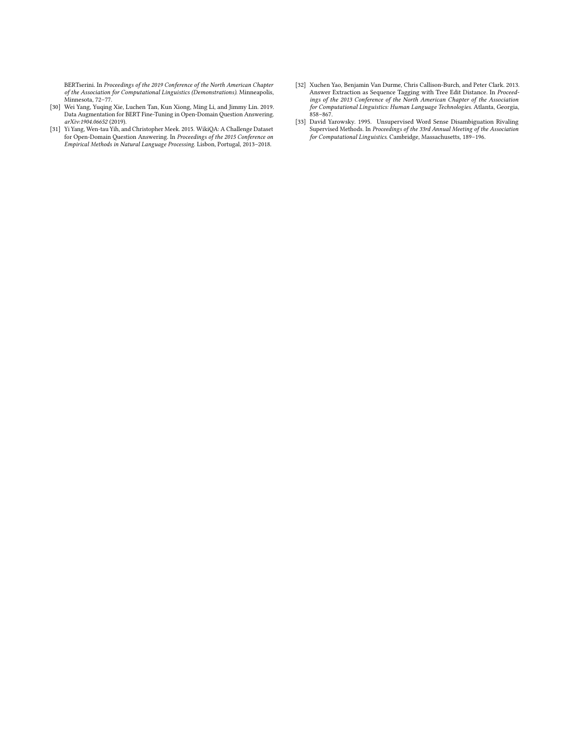BERTserini. In *Proceedings of the 2019 Conference of the North American Chapter of the Association for Computational Linguistics (Demonstrations)*. Minneapolis, Minnesota, 72–77.

[30] Wei Yang, Yuqing Xie, Luchen Tan, Kun Xiong, Ming Li, and Jimmy Lin. 2019. Data Augmentation for BERT Fine-Tuning in Open-Domain Question Answering. *arXiv:1904.06652* (2019).

[31] Yi Yang, Wen-tau Yih, and Christopher Meek. 2015. WikiQA: A Challenge Dataset for Open-Domain Question Answering. In *Proceedings of the 2015 Conference on Empirical Methods in Natural Language Processing*. Lisbon, Portugal, 2013–2018.

[32] Xuchen Yao, Benjamin Van Durme, Chris Callison-Burch, and Peter Clark. 2013. Answer Extraction as Sequence Tagging with Tree Edit Distance. In *Proceedings of the 2013 Conference of the North American Chapter of the Association for Computational Linguistics: Human Language Technologies*. Atlanta, Georgia, 858–867.

[33] David Yarowsky. 1995. Unsupervised Word Sense Disambiguation Rivaling Supervised Methods. In *Proceedings of the 33rd Annual Meeting of the Association for Computational Linguistics*. Cambridge, Massachusetts, 189–196.